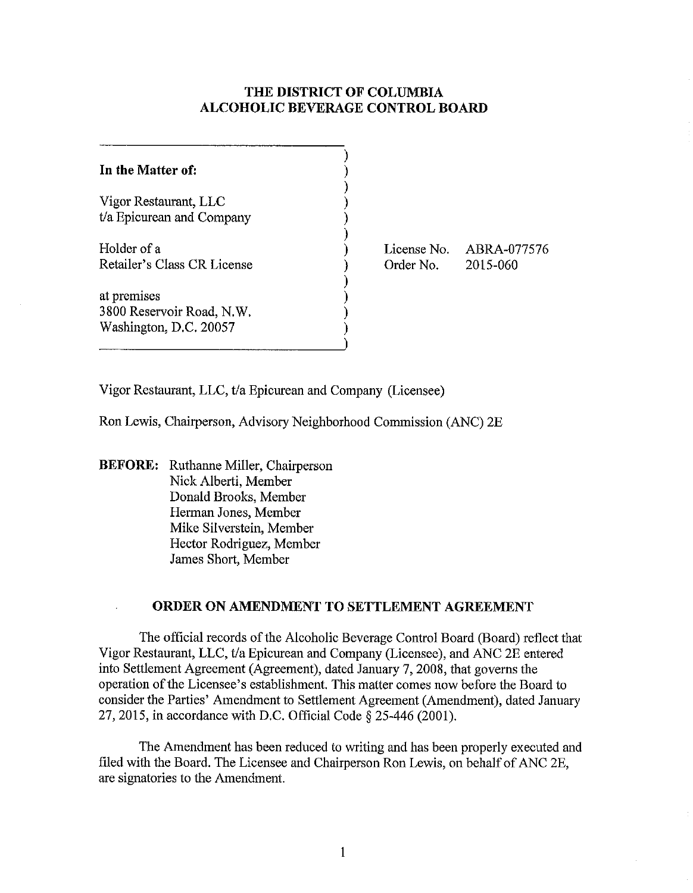# THE DISTRICT OF COLUMBIA
# ALCOHOLIC BEVERAGE CONTROL BOARD

| | |
|---|---|
| **In the Matter of:** | |
| Vigor Restaurant, LLC<br>t/a Epicurean and Company | |
| Holder of a<br>Retailer's Class CR License | License No. ABRA-077576<br>Order No. 2015-060 |
| at premises<br>3800 Reservoir Road, N.W.<br>Washington, D.C. 20057 | |

Vigor Restaurant, LLC, t/a Epicurean and Company (Licensee)

Ron Lewis, Chairperson, Advisory Neighborhood Commission (ANC) 2E

**BEFORE:** Ruthanne Miller, Chairperson
Nick Alberti, Member
Donald Brooks, Member
Herman Jones, Member
Mike Silverstein, Member
Hector Rodriguez, Member
James Short, Member

## ORDER ON AMENDMENT TO SETTLEMENT AGREEMENT

The official records of the Alcoholic Beverage Control Board (Board) reflect that Vigor Restaurant, LLC, t/a Epicurean and Company (Licensee), and ANC 2E entered into Settlement Agreement (Agreement), dated January 7, 2008, that governs the operation of the Licensee's establishment. This matter comes now before the Board to consider the Parties' Amendment to Settlement Agreement (Amendment), dated January 27, 2015, in accordance with D.C. Official Code § 25-446 (2001).

The Amendment has been reduced to writing and has been properly executed and filed with the Board. The Licensee and Chairperson Ron Lewis, on behalf of ANC 2E, are signatories to the Amendment.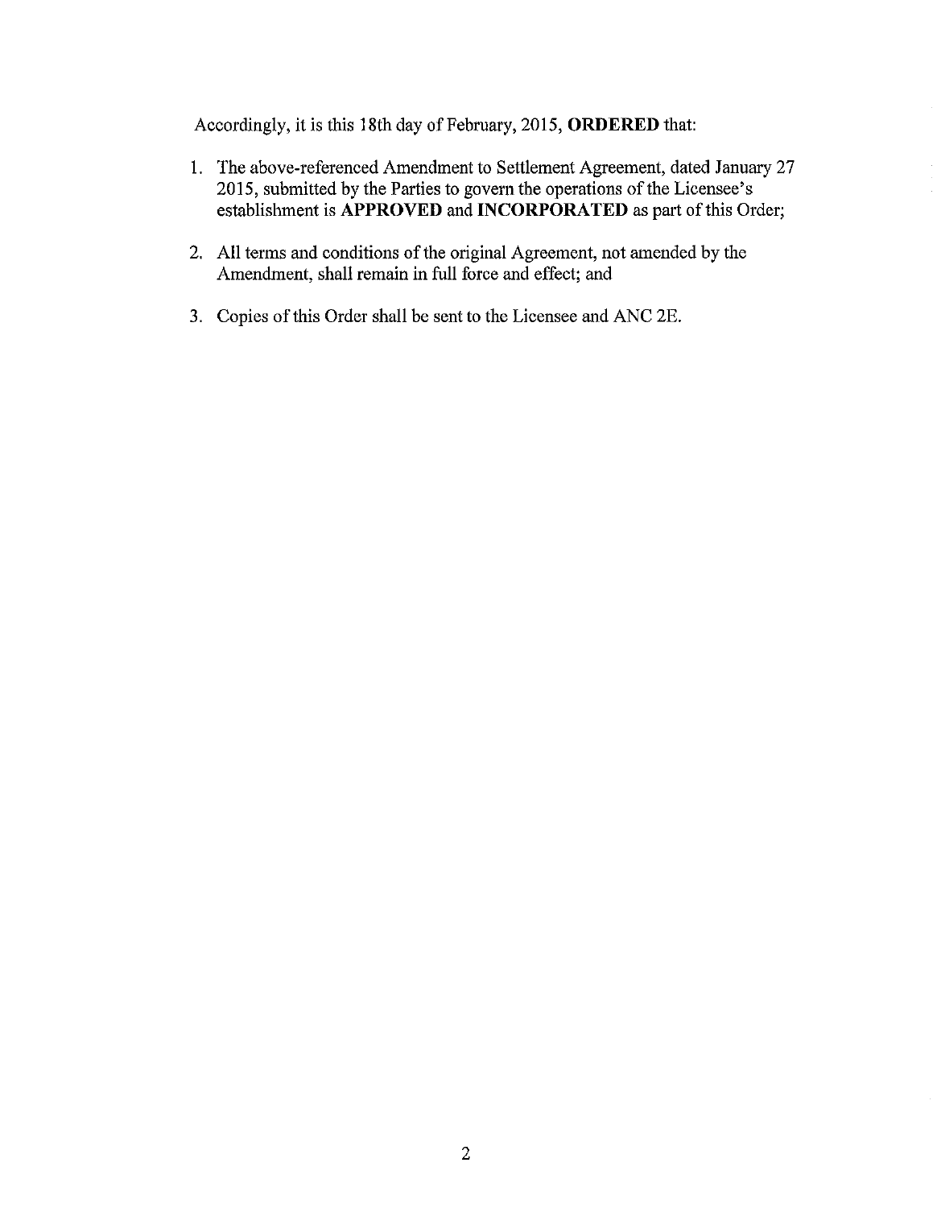Accordingly, it is this 18th day of February, 2015, **ORDERED** that:

1. The above-referenced Amendment to Settlement Agreement, dated January 27 2015, submitted by the Parties to govern the operations of the Licensee's establishment is **APPROVED** and **INCORPORATED** as part of this Order;

2. All terms and conditions of the original Agreement, not amended by the Amendment, shall remain in full force and effect; and

3. Copies of this Order shall be sent to the Licensee and ANC 2E.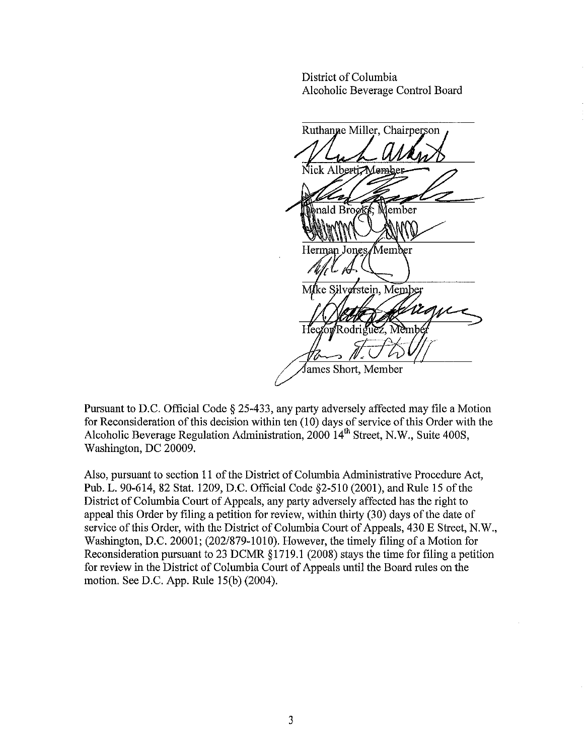District of Columbia
Alcoholic Beverage Control Board

Ruthanne Miller, Chairperson

Nick Alberti, Member

Donald Brooks, Member

Herman Jones, Member

Mike Silverstein, Member

Hector Rodriguez, Member

James Short, Member

Pursuant to D.C. Official Code § 25-433, any party adversely affected may file a Motion for Reconsideration of this decision within ten (10) days of service of this Order with the Alcoholic Beverage Regulation Administration, 2000 14th Street, N.W., Suite 400S, Washington, DC 20009.

Also, pursuant to section 11 of the District of Columbia Administrative Procedure Act, Pub. L. 90-614, 82 Stat. 1209, D.C. Official Code §2-510 (2001), and Rule 15 of the District of Columbia Court of Appeals, any party adversely affected has the right to appeal this Order by filing a petition for review, within thirty (30) days of the date of service of this Order, with the District of Columbia Court of Appeals, 430 E Street, N.W., Washington, D.C. 20001; (202/879-1010). However, the timely filing of a Motion for Reconsideration pursuant to 23 DCMR §1719.1 (2008) stays the time for filing a petition for review in the District of Columbia Court of Appeals until the Board rules on the motion. See D.C. App. Rule 15(b) (2004).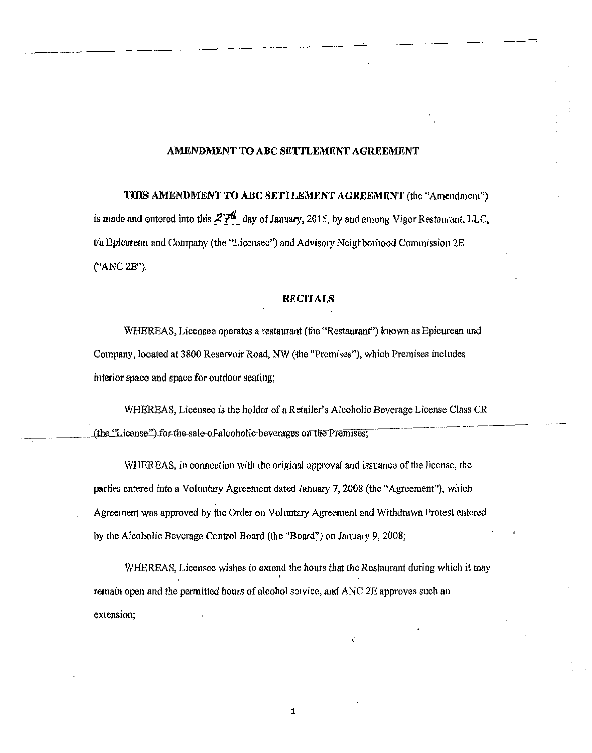## AMENDMENT TO ABC SETTLEMENT AGREEMENT

**THIS AMENDMENT TO ABC SETTLEMENT AGREEMENT** (the "Amendment") is made and entered into this 27th day of January, 2015, by and among Vigor Restaurant, LLC, t/a Epicurean and Company (the "Licensee") and Advisory Neighborhood Commission 2E ("ANC 2E").

### RECITALS

WHEREAS, Licensee operates a restaurant (the "Restaurant") known as Epicurean and Company, located at 3800 Reservoir Road, NW (the "Premises"), which Premises includes interior space and space for outdoor seating;

WHEREAS, Licensee is the holder of a Retailer's Alcoholic Beverage License Class CR (the "License") for the sale of alcoholic beverages on the Premises;

WHEREAS, in connection with the original approval and issuance of the license, the parties entered into a Voluntary Agreement dated January 7, 2008 (the "Agreement"), which Agreement was approved by the Order on Voluntary Agreement and Withdrawn Protest entered by the Alcoholic Beverage Control Board (the "Board") on January 9, 2008;

WHEREAS, Licensee wishes to extend the hours that the Restaurant during which it may remain open and the permitted hours of alcohol service, and ANC 2E approves such an extension;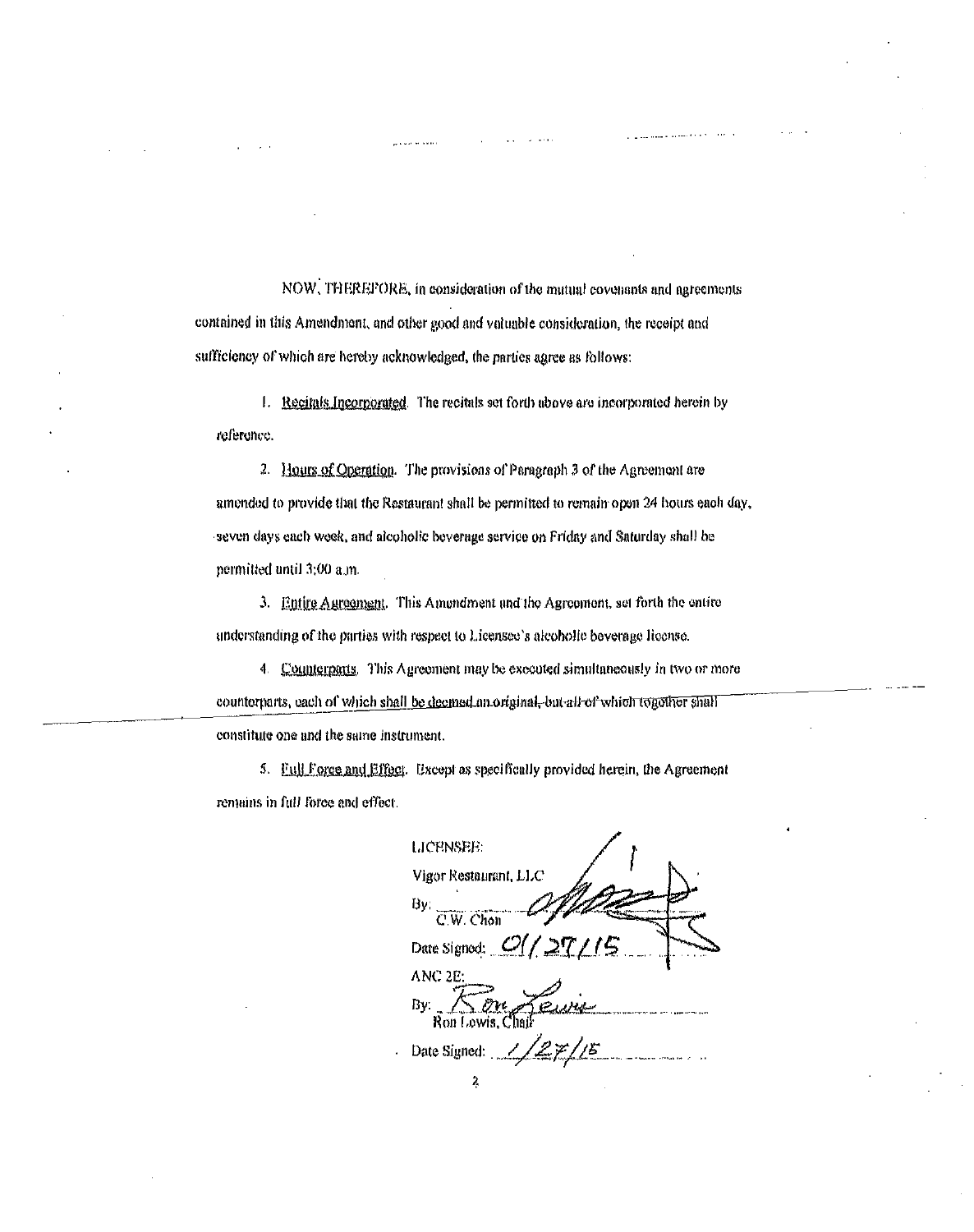NOW, THEREFORE, in consideration of the mutual covenants and agreements contained in this Amendment, and other good and valuable consideration, the receipt and sufficiency of which are hereby acknowledged, the parties agree as follows:

1. Recitals Incorporated. The recitals set forth above are incorporated herein by reference.

2. Hours of Operation. The provisions of Paragraph 3 of the Agreement are amended to provide that the Restaurant shall be permitted to remain open 24 hours each day, seven days each week, and alcoholic beverage service on Friday and Saturday shall be permitted until 3:00 a.m.

3. Entire Agreement. This Amendment and the Agreement, set forth the entire understanding of the parties with respect to Licensee's alcoholic beverage license.

4. Counterparts. This Agreement may be executed simultaneously in two or more counterparts, each of which shall be deemed an original, but all of which together shall constitute one and the same instrument.

5. Full Force and Effect. Except as specifically provided herein, the Agreement remains in full force and effect.

LICENSEE:
Vigor Restaurant, LLC
By: [signature]
C.W. Chon
Date Signed: 01/27/15

ANC 2E:
By: [signature]
Ron Lewis, Chair
Date Signed: 1/27/15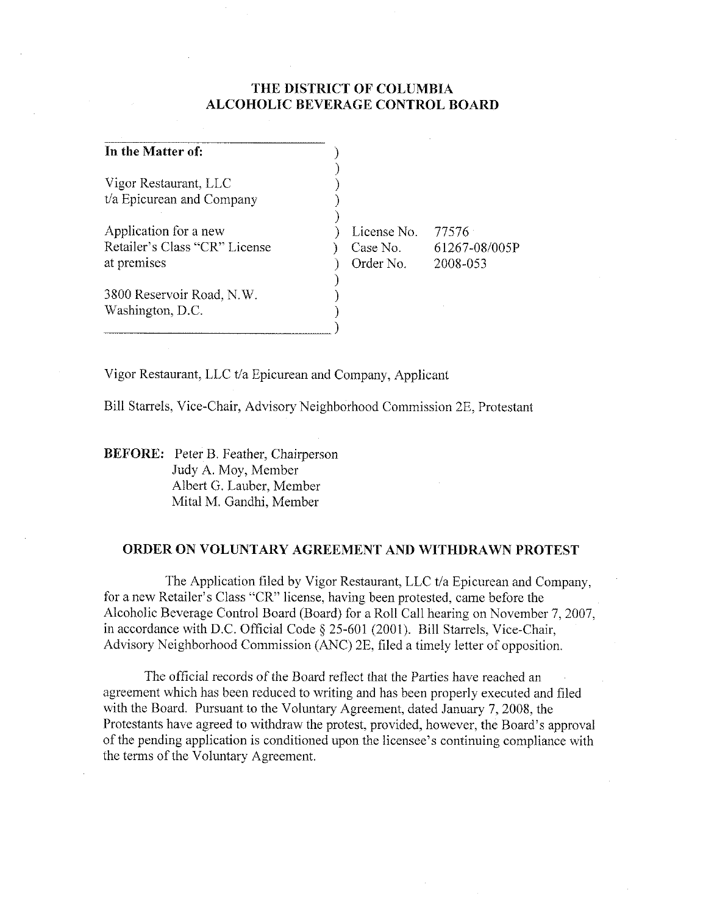# THE DISTRICT OF COLUMBIA
# ALCOHOLIC BEVERAGE CONTROL BOARD

| | | | |
|---|---|---|---|
| **In the Matter of:** | ) | | |
| Vigor Restaurant, LLC t/a Epicurean and Company | ) | | |
| Application for a new Retailer's Class "CR" License at premises | ) | License No. | 77576 |
| | ) | Case No. | 61267-08/005P |
| | ) | Order No. | 2008-053 |
| 3800 Reservoir Road, N.W. Washington, D.C. | ) | | |

Vigor Restaurant, LLC t/a Epicurean and Company, Applicant

Bill Starrels, Vice-Chair, Advisory Neighborhood Commission 2E, Protestant

**BEFORE:** Peter B. Feather, Chairperson
Judy A. Moy, Member
Albert G. Lauber, Member
Mital M. Gandhi, Member

## ORDER ON VOLUNTARY AGREEMENT AND WITHDRAWN PROTEST

The Application filed by Vigor Restaurant, LLC t/a Epicurean and Company, for a new Retailer's Class "CR" license, having been protested, came before the Alcoholic Beverage Control Board (Board) for a Roll Call hearing on November 7, 2007, in accordance with D.C. Official Code § 25-601 (2001). Bill Starrels, Vice-Chair, Advisory Neighborhood Commission (ANC) 2E, filed a timely letter of opposition.

The official records of the Board reflect that the Parties have reached an agreement which has been reduced to writing and has been properly executed and filed with the Board. Pursuant to the Voluntary Agreement, dated January 7, 2008, the Protestants have agreed to withdraw the protest, provided, however, the Board's approval of the pending application is conditioned upon the licensee's continuing compliance with the terms of the Voluntary Agreement.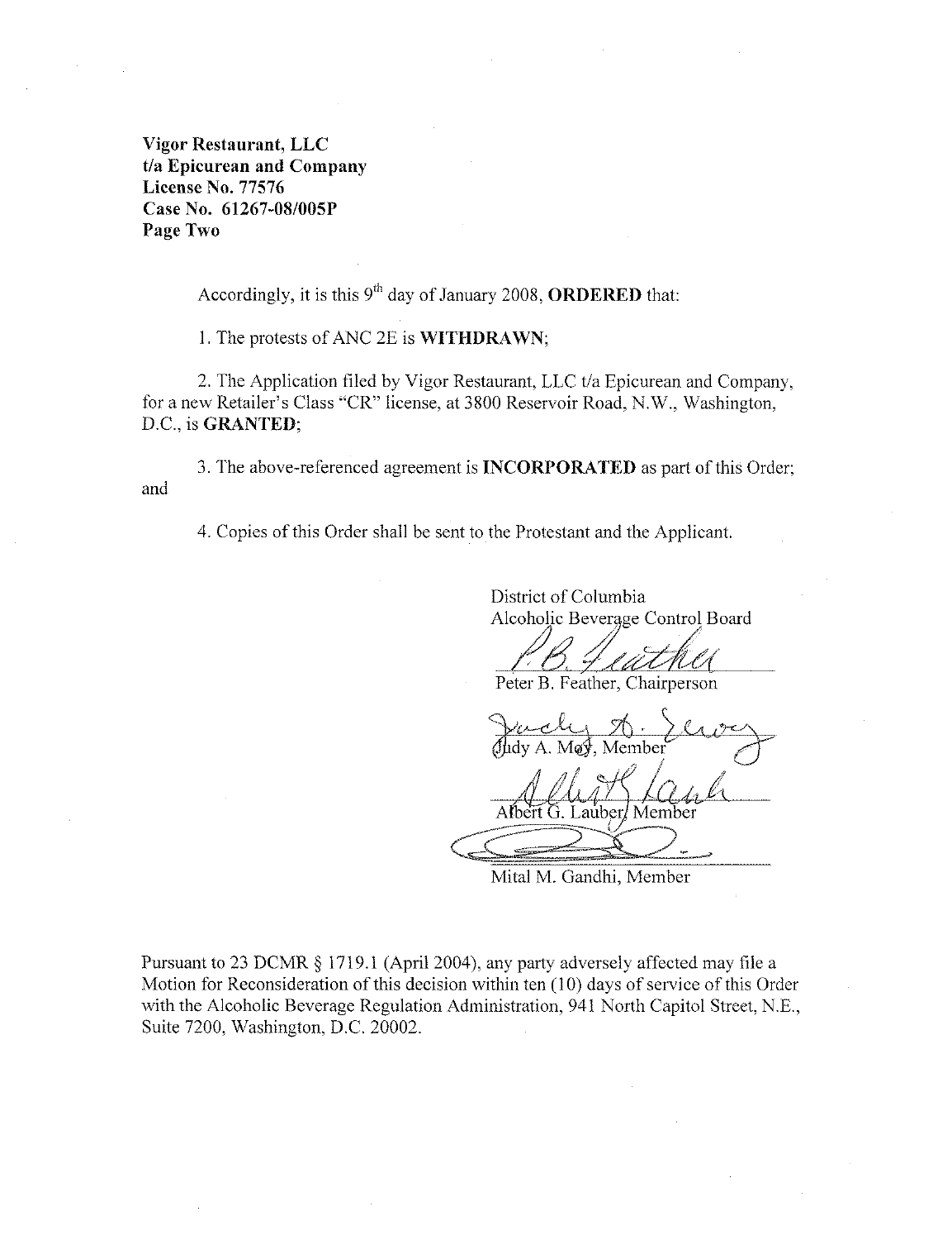**Vigor Restaurant, LLC**
**t/a Epicurean and Company**
**License No. 77576**
**Case No. 61267-08/005P**
**Page Two**

Accordingly, it is this 9th day of January 2008, **ORDERED** that:

1. The protests of ANC 2E is **WITHDRAWN**;

2. The Application filed by Vigor Restaurant, LLC t/a Epicurean and Company, for a new Retailer's Class "CR" license, at 3800 Reservoir Road, N.W., Washington, D.C., is **GRANTED**;

3. The above-referenced agreement is **INCORPORATED** as part of this Order; and

4. Copies of this Order shall be sent to the Protestant and the Applicant.

District of Columbia
Alcoholic Beverage Control Board

Peter B. Feather, Chairperson

Judy A. Moy, Member

Albert G. Lauber, Member

Mital M. Gandhi, Member

Pursuant to 23 DCMR § 1719.1 (April 2004), any party adversely affected may file a Motion for Reconsideration of this decision within ten (10) days of service of this Order with the Alcoholic Beverage Regulation Administration, 941 North Capitol Street, N.E., Suite 7200, Washington, D.C. 20002.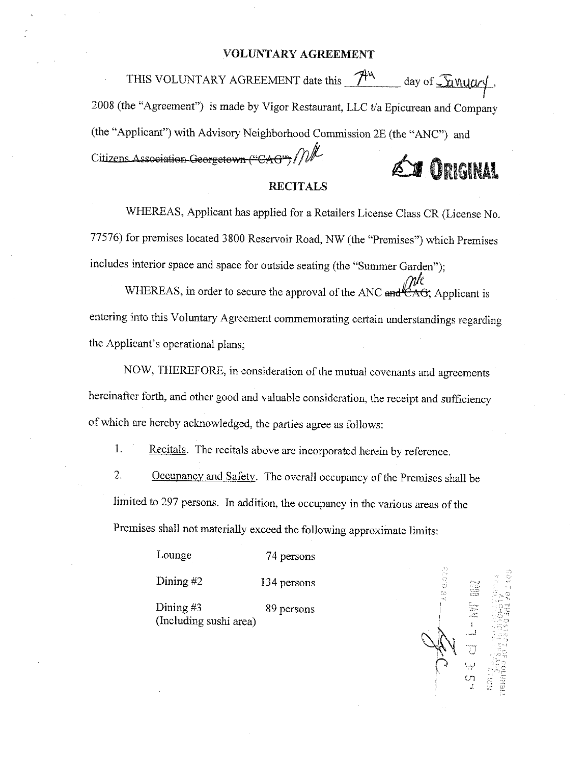# VOLUNTARY AGREEMENT

THIS VOLUNTARY AGREEMENT date this 7th day of January, 2008 (the "Agreement") is made by Vigor Restaurant, LLC t/a Epicurean and Company (the "Applicant") with Advisory Neighborhood Commission 2E (the "ANC") and ~~Citizens Association Georgetown ("CAG")~~ MK.

ORIGINAL

## RECITALS

WHEREAS, Applicant has applied for a Retailers License Class CR (License No. 77576) for premises located 3800 Reservoir Road, NW (the "Premises") which Premises includes interior space and space for outside seating (the "Summer Garden");

WHEREAS, in order to secure the approval of the ANC ~~and CAG~~ MK, Applicant is entering into this Voluntary Agreement commemorating certain understandings regarding the Applicant's operational plans;

NOW, THEREFORE, in consideration of the mutual covenants and agreements hereinafter forth, and other good and valuable consideration, the receipt and sufficiency of which are hereby acknowledged, the parties agree as follows:

1. Recitals. The recitals above are incorporated herein by reference.

2. Occupancy and Safety. The overall occupancy of the Premises shall be limited to 297 persons. In addition, the occupancy in the various areas of the Premises shall not materially exceed the following approximate limits:

| Area | Limit |
|---|---|
| Lounge | 74 persons |
| Dining #2 | 134 persons |
| Dining #3 (Including sushi area) | 89 persons |

2008 JAN -7 P 3:54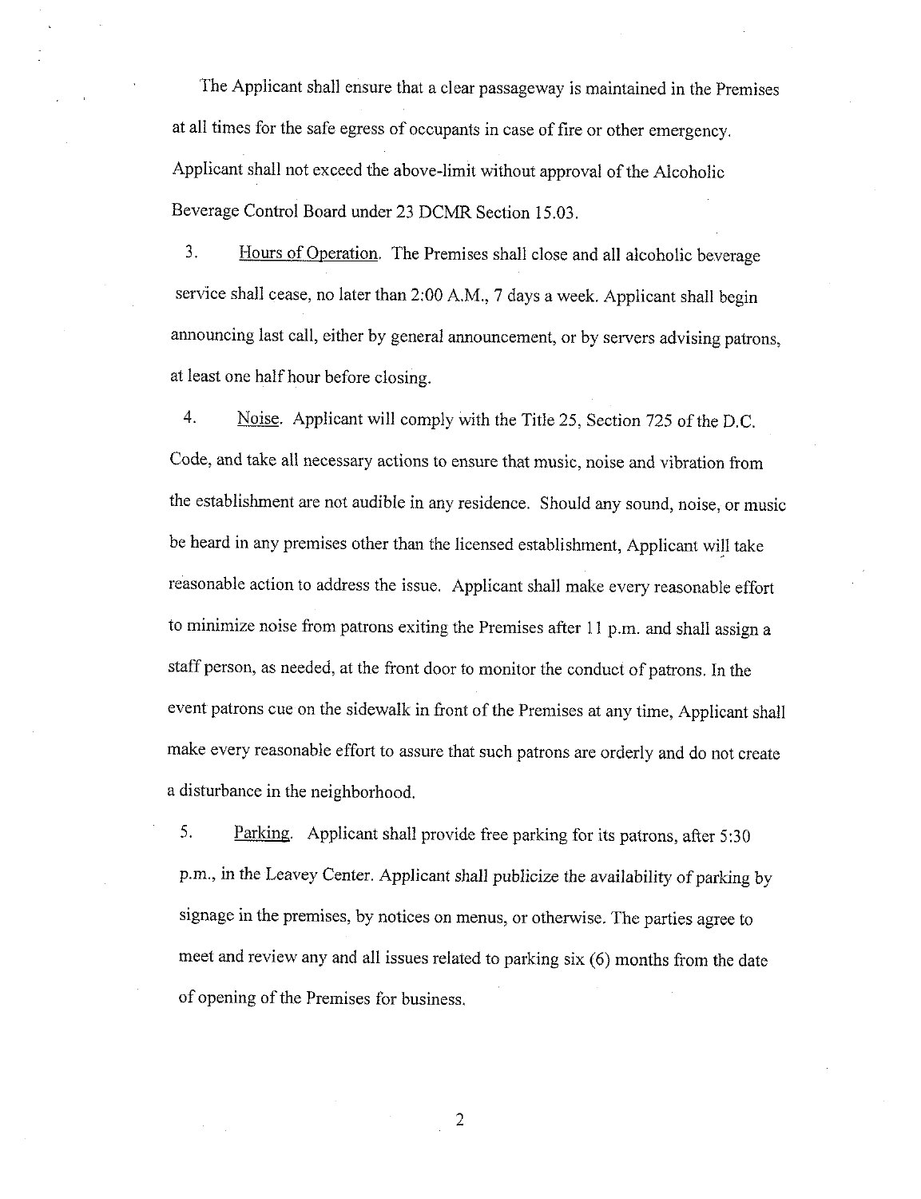The Applicant shall ensure that a clear passageway is maintained in the Premises at all times for the safe egress of occupants in case of fire or other emergency. Applicant shall not exceed the above-limit without approval of the Alcoholic Beverage Control Board under 23 DCMR Section 15.03.

3. Hours of Operation. The Premises shall close and all alcoholic beverage service shall cease, no later than 2:00 A.M., 7 days a week. Applicant shall begin announcing last call, either by general announcement, or by servers advising patrons, at least one half hour before closing.

4. Noise. Applicant will comply with the Title 25, Section 725 of the D.C. Code, and take all necessary actions to ensure that music, noise and vibration from the establishment are not audible in any residence. Should any sound, noise, or music be heard in any premises other than the licensed establishment, Applicant will take reasonable action to address the issue. Applicant shall make every reasonable effort to minimize noise from patrons exiting the Premises after 11 p.m. and shall assign a staff person, as needed, at the front door to monitor the conduct of patrons. In the event patrons cue on the sidewalk in front of the Premises at any time, Applicant shall make every reasonable effort to assure that such patrons are orderly and do not create a disturbance in the neighborhood.

5. Parking. Applicant shall provide free parking for its patrons, after 5:30 p.m., in the Leavey Center. Applicant shall publicize the availability of parking by signage in the premises, by notices on menus, or otherwise. The parties agree to meet and review any and all issues related to parking six (6) months from the date of opening of the Premises for business.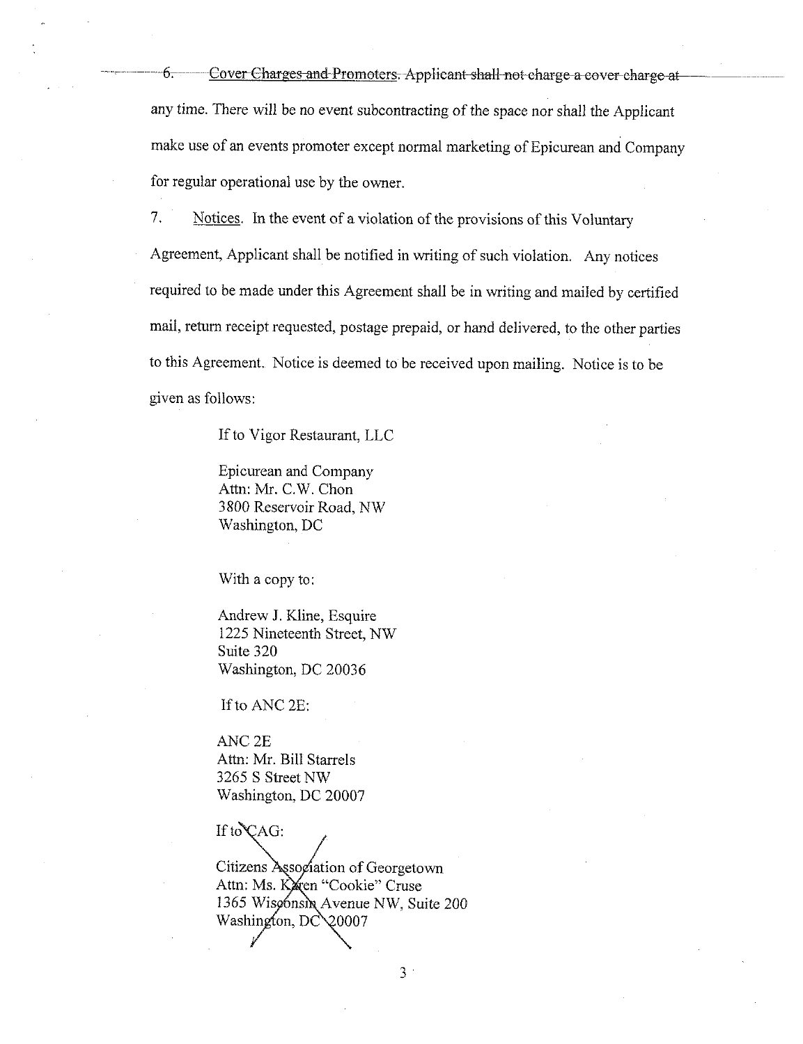6. ~~Cover Charges and Promoters. Applicant shall not charge a cover charge at~~ any time. There will be no event subcontracting of the space nor shall the Applicant make use of an events promoter except normal marketing of Epicurean and Company for regular operational use by the owner.

7. Notices. In the event of a violation of the provisions of this Voluntary Agreement, Applicant shall be notified in writing of such violation. Any notices required to be made under this Agreement shall be in writing and mailed by certified mail, return receipt requested, postage prepaid, or hand delivered, to the other parties to this Agreement. Notice is deemed to be received upon mailing. Notice is to be given as follows:

If to Vigor Restaurant, LLC

Epicurean and Company
Attn: Mr. C.W. Chon
3800 Reservoir Road, NW
Washington, DC

With a copy to:

Andrew J. Kline, Esquire
1225 Nineteenth Street, NW
Suite 320
Washington, DC 20036

If to ANC 2E:

ANC 2E
Attn: Mr. Bill Starrels
3265 S Street NW
Washington, DC 20007

~~If to CAG:~~

~~Citizens Association of Georgetown~~
~~Attn: Ms. Karen "Cookie" Cruse~~
~~1365 Wisconsin Avenue NW, Suite 200~~
~~Washington, DC 20007~~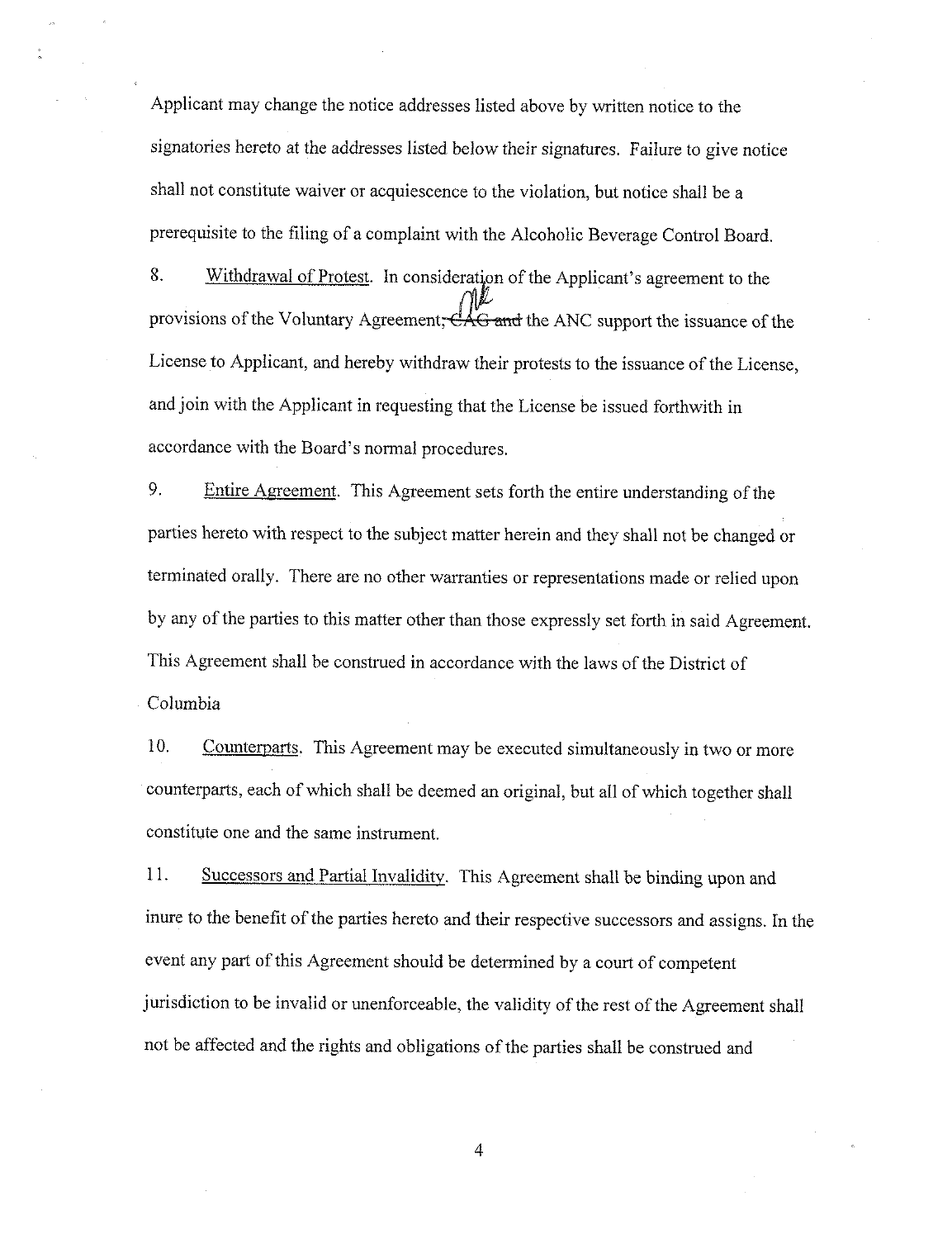Applicant may change the notice addresses listed above by written notice to the signatories hereto at the addresses listed below their signatures. Failure to give notice shall not constitute waiver or acquiescence to the violation, but notice shall be a prerequisite to the filing of a complaint with the Alcoholic Beverage Control Board.

8. <u>Withdrawal of Protest</u>. In consideration of the Applicant's agreement to the provisions of the Voluntary Agreement~~, CAG and~~ the ANC support the issuance of the License to Applicant, and hereby withdraw their protests to the issuance of the License, and join with the Applicant in requesting that the License be issued forthwith in accordance with the Board's normal procedures.

9. <u>Entire Agreement</u>. This Agreement sets forth the entire understanding of the parties hereto with respect to the subject matter herein and they shall not be changed or terminated orally. There are no other warranties or representations made or relied upon by any of the parties to this matter other than those expressly set forth in said Agreement. This Agreement shall be construed in accordance with the laws of the District of Columbia

10. <u>Counterparts</u>. This Agreement may be executed simultaneously in two or more counterparts, each of which shall be deemed an original, but all of which together shall constitute one and the same instrument.

11. <u>Successors and Partial Invalidity</u>. This Agreement shall be binding upon and inure to the benefit of the parties hereto and their respective successors and assigns. In the event any part of this Agreement should be determined by a court of competent jurisdiction to be invalid or unenforceable, the validity of the rest of the Agreement shall not be affected and the rights and obligations of the parties shall be construed and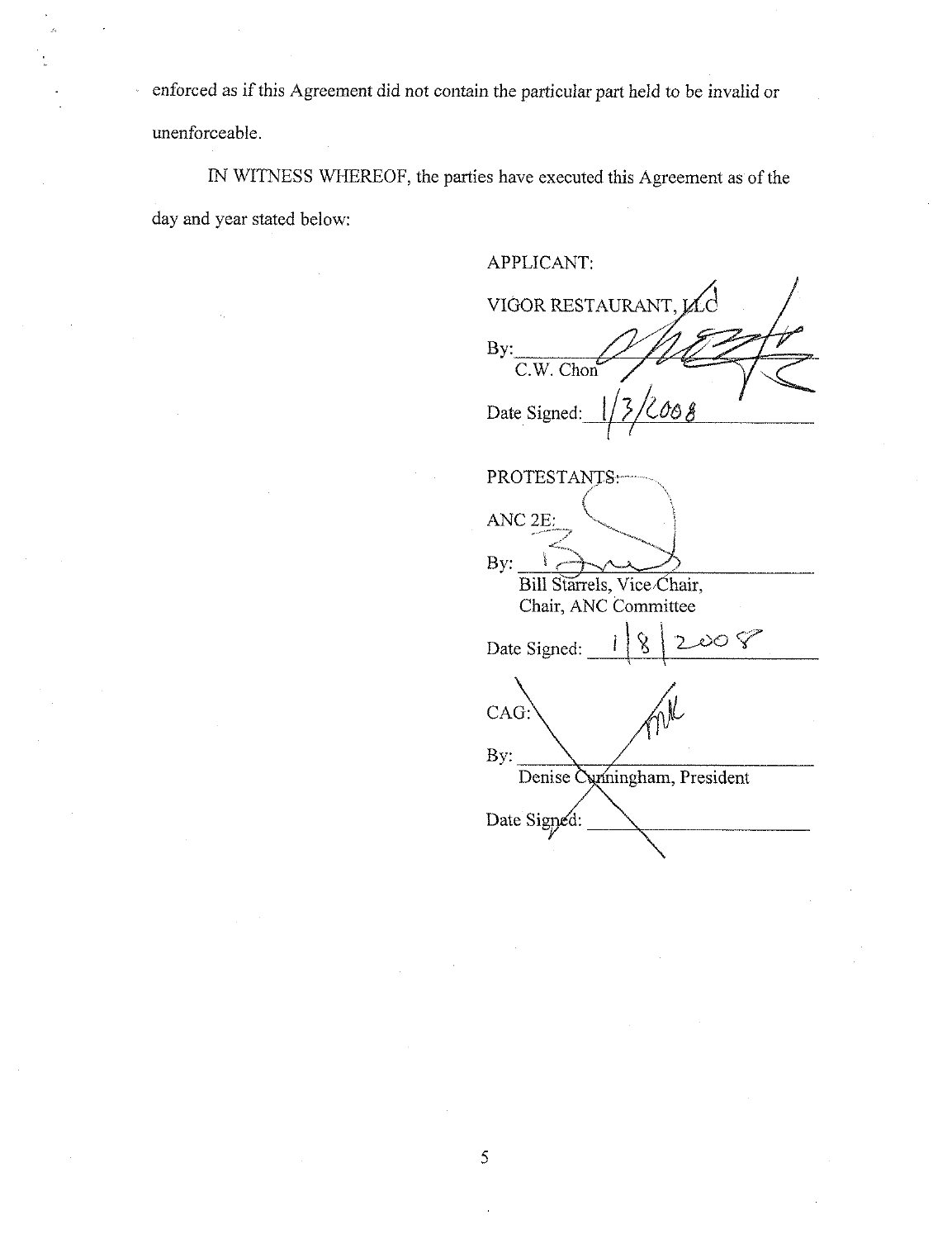enforced as if this Agreement did not contain the particular part held to be invalid or unenforceable.

IN WITNESS WHEREOF, the parties have executed this Agreement as of the day and year stated below:

APPLICANT:

VIGOR RESTAURANT, LLC

By: ____________________
C.W. Chon

Date Signed: 1/3/2008

PROTESTANTS:

ANC 2E:

By: ____________________
Bill Starrels, Vice Chair,
Chair, ANC Committee

Date Signed: 1|8|2008

CAG:

By: ____________________
Denise Cunningham, President

Date Signed: ____________________